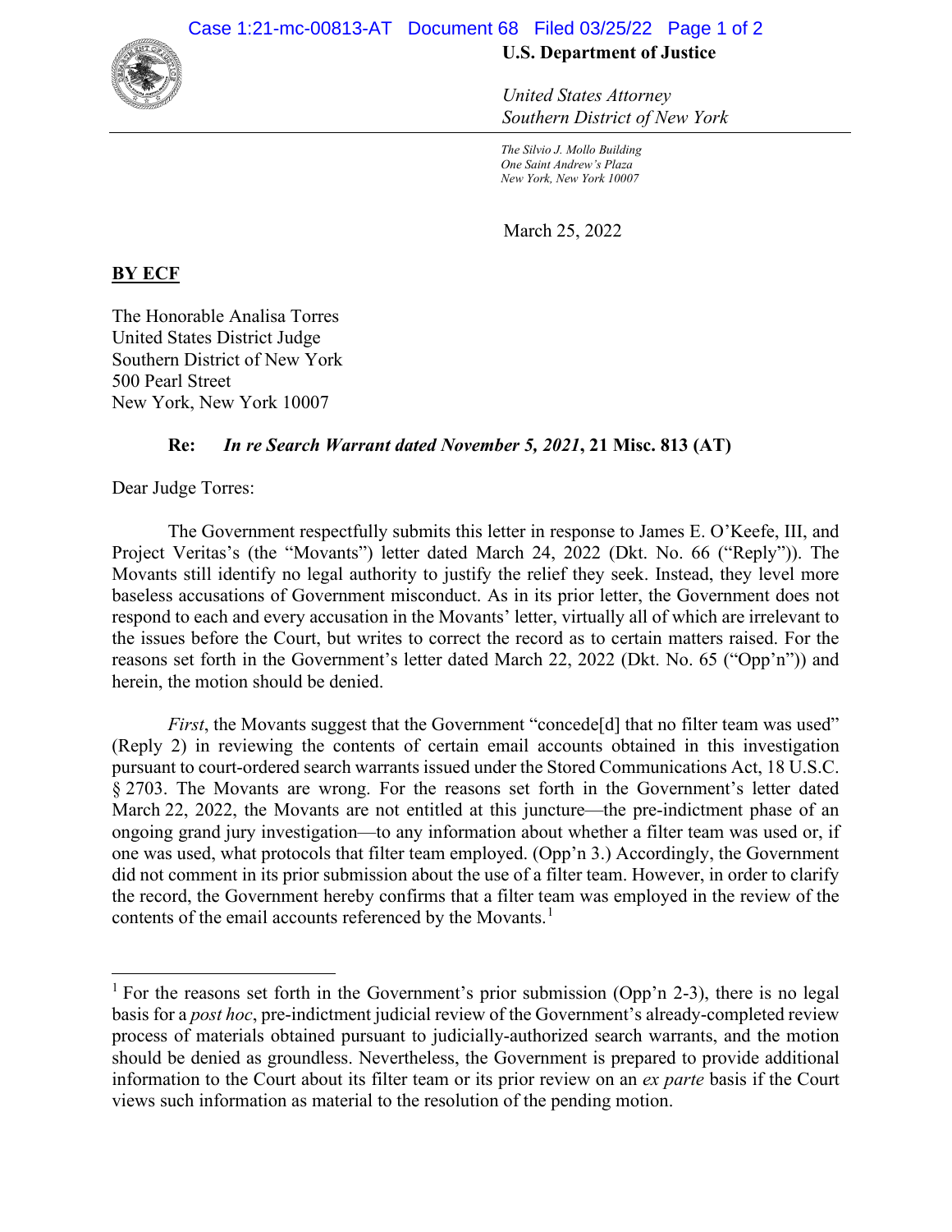**U.S. Department of Justice**

*United States Attorney*
*Southern District of New York*

*The Silvio J. Mollo Building*
*One Saint Andrew's Plaza*
*New York, New York 10007*

March 25, 2022

**BY ECF**

The Honorable Analisa Torres
United States District Judge
Southern District of New York
500 Pearl Street
New York, New York 10007

**Re: *In re Search Warrant dated November 5, 2021*, 21 Misc. 813 (AT)**

Dear Judge Torres:

The Government respectfully submits this letter in response to James E. O'Keefe, III, and Project Veritas's (the "Movants") letter dated March 24, 2022 (Dkt. No. 66 ("Reply")). The Movants still identify no legal authority to justify the relief they seek. Instead, they level more baseless accusations of Government misconduct. As in its prior letter, the Government does not respond to each and every accusation in the Movants' letter, virtually all of which are irrelevant to the issues before the Court, but writes to correct the record as to certain matters raised. For the reasons set forth in the Government's letter dated March 22, 2022 (Dkt. No. 65 ("Opp'n")) and herein, the motion should be denied.

*First*, the Movants suggest that the Government "concede[d] that no filter team was used" (Reply 2) in reviewing the contents of certain email accounts obtained in this investigation pursuant to court-ordered search warrants issued under the Stored Communications Act, 18 U.S.C. § 2703. The Movants are wrong. For the reasons set forth in the Government's letter dated March 22, 2022, the Movants are not entitled at this juncture—the pre-indictment phase of an ongoing grand jury investigation—to any information about whether a filter team was used or, if one was used, what protocols that filter team employed. (Opp'n 3.) Accordingly, the Government did not comment in its prior submission about the use of a filter team. However, in order to clarify the record, the Government hereby confirms that a filter team was employed in the review of the contents of the email accounts referenced by the Movants.[1]

[1] For the reasons set forth in the Government's prior submission (Opp'n 2-3), there is no legal basis for a *post hoc*, pre-indictment judicial review of the Government's already-completed review process of materials obtained pursuant to judicially-authorized search warrants, and the motion should be denied as groundless. Nevertheless, the Government is prepared to provide additional information to the Court about its filter team or its prior review on an *ex parte* basis if the Court views such information as material to the resolution of the pending motion.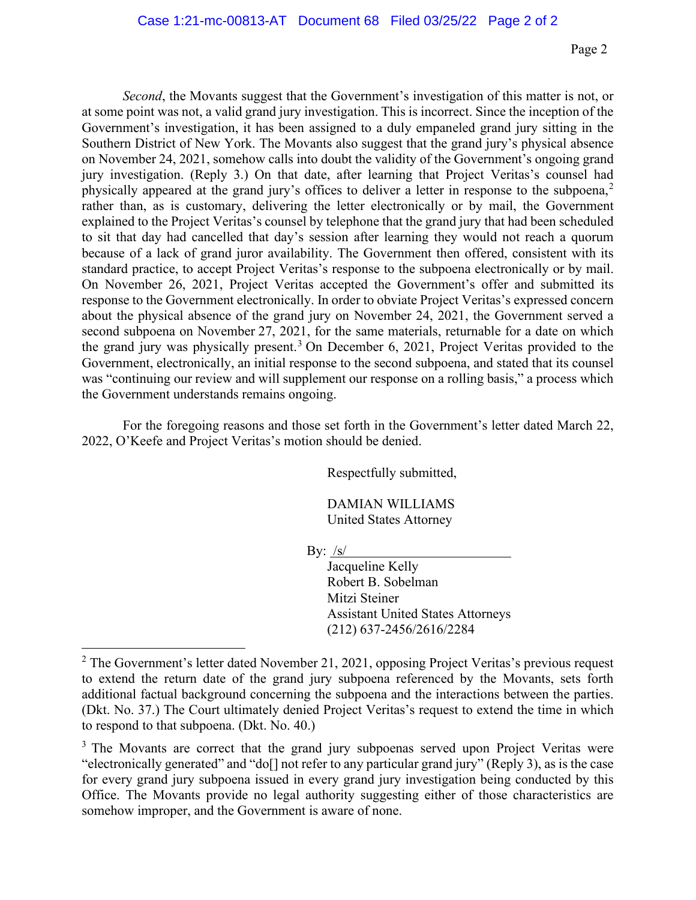*Second*, the Movants suggest that the Government's investigation of this matter is not, or at some point was not, a valid grand jury investigation. This is incorrect. Since the inception of the Government's investigation, it has been assigned to a duly empaneled grand jury sitting in the Southern District of New York. The Movants also suggest that the grand jury's physical absence on November 24, 2021, somehow calls into doubt the validity of the Government's ongoing grand jury investigation. (Reply 3.) On that date, after learning that Project Veritas's counsel had physically appeared at the grand jury's offices to deliver a letter in response to the subpoena,[2] rather than, as is customary, delivering the letter electronically or by mail, the Government explained to the Project Veritas's counsel by telephone that the grand jury that had been scheduled to sit that day had cancelled that day's session after learning they would not reach a quorum because of a lack of grand juror availability. The Government then offered, consistent with its standard practice, to accept Project Veritas's response to the subpoena electronically or by mail. On November 26, 2021, Project Veritas accepted the Government's offer and submitted its response to the Government electronically. In order to obviate Project Veritas's expressed concern about the physical absence of the grand jury on November 24, 2021, the Government served a second subpoena on November 27, 2021, for the same materials, returnable for a date on which the grand jury was physically present.[3] On December 6, 2021, Project Veritas provided to the Government, electronically, an initial response to the second subpoena, and stated that its counsel was "continuing our review and will supplement our response on a rolling basis," a process which the Government understands remains ongoing.

For the foregoing reasons and those set forth in the Government's letter dated March 22, 2022, O'Keefe and Project Veritas's motion should be denied.

Respectfully submitted,

DAMIAN WILLIAMS
United States Attorney

By: /s/
Jacqueline Kelly
Robert B. Sobelman
Mitzi Steiner
Assistant United States Attorneys
(212) 637-2456/2616/2284

---

[2] The Government's letter dated November 21, 2021, opposing Project Veritas's previous request to extend the return date of the grand jury subpoena referenced by the Movants, sets forth additional factual background concerning the subpoena and the interactions between the parties. (Dkt. No. 37.) The Court ultimately denied Project Veritas's request to extend the time in which to respond to that subpoena. (Dkt. No. 40.)

[3] The Movants are correct that the grand jury subpoenas served upon Project Veritas were "electronically generated" and "do[] not refer to any particular grand jury" (Reply 3), as is the case for every grand jury subpoena issued in every grand jury investigation being conducted by this Office. The Movants provide no legal authority suggesting either of those characteristics are somehow improper, and the Government is aware of none.